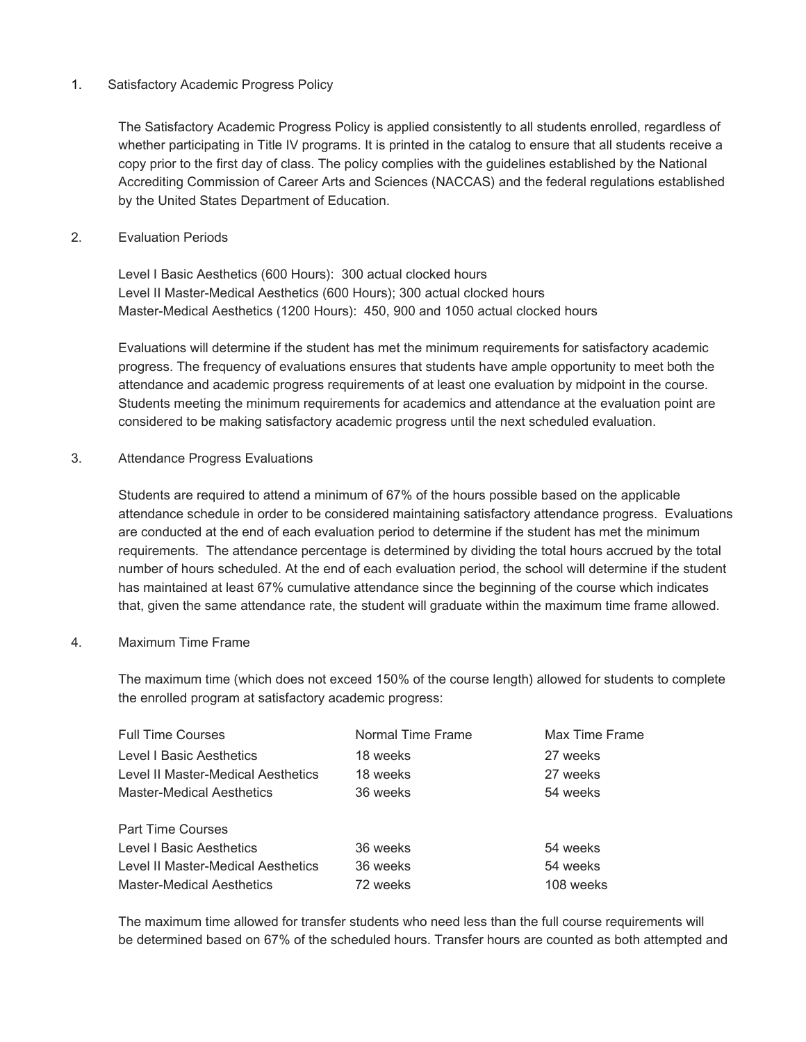1. Satisfactory Academic Progress Policy

   The Satisfactory Academic Progress Policy is applied consistently to all students enrolled, regardless of whether participating in Title IV programs. It is printed in the catalog to ensure that all students receive a copy prior to the first day of class. The policy complies with the guidelines established by the National Accrediting Commission of Career Arts and Sciences (NACCAS) and the federal regulations established by the United States Department of Education.

2. Evaluation Periods

   Level I Basic Aesthetics (600 Hours): 300 actual clocked hours
   Level II Master-Medical Aesthetics (600 Hours); 300 actual clocked hours
   Master-Medical Aesthetics (1200 Hours): 450, 900 and 1050 actual clocked hours

   Evaluations will determine if the student has met the minimum requirements for satisfactory academic progress. The frequency of evaluations ensures that students have ample opportunity to meet both the attendance and academic progress requirements of at least one evaluation by midpoint in the course. Students meeting the minimum requirements for academics and attendance at the evaluation point are considered to be making satisfactory academic progress until the next scheduled evaluation.

3. Attendance Progress Evaluations

   Students are required to attend a minimum of 67% of the hours possible based on the applicable attendance schedule in order to be considered maintaining satisfactory attendance progress. Evaluations are conducted at the end of each evaluation period to determine if the student has met the minimum requirements. The attendance percentage is determined by dividing the total hours accrued by the total number of hours scheduled. At the end of each evaluation period, the school will determine if the student has maintained at least 67% cumulative attendance since the beginning of the course which indicates that, given the same attendance rate, the student will graduate within the maximum time frame allowed.

4. Maximum Time Frame

   The maximum time (which does not exceed 150% of the course length) allowed for students to complete the enrolled program at satisfactory academic progress:

| Full Time Courses | Normal Time Frame | Max Time Frame |
|---|---|---|
| Level I Basic Aesthetics | 18 weeks | 27 weeks |
| Level II Master-Medical Aesthetics | 18 weeks | 27 weeks |
| Master-Medical Aesthetics | 36 weeks | 54 weeks |
| **Part Time Courses** | | |
| Level I Basic Aesthetics | 36 weeks | 54 weeks |
| Level II Master-Medical Aesthetics | 36 weeks | 54 weeks |
| Master-Medical Aesthetics | 72 weeks | 108 weeks |

   The maximum time allowed for transfer students who need less than the full course requirements will be determined based on 67% of the scheduled hours. Transfer hours are counted as both attempted and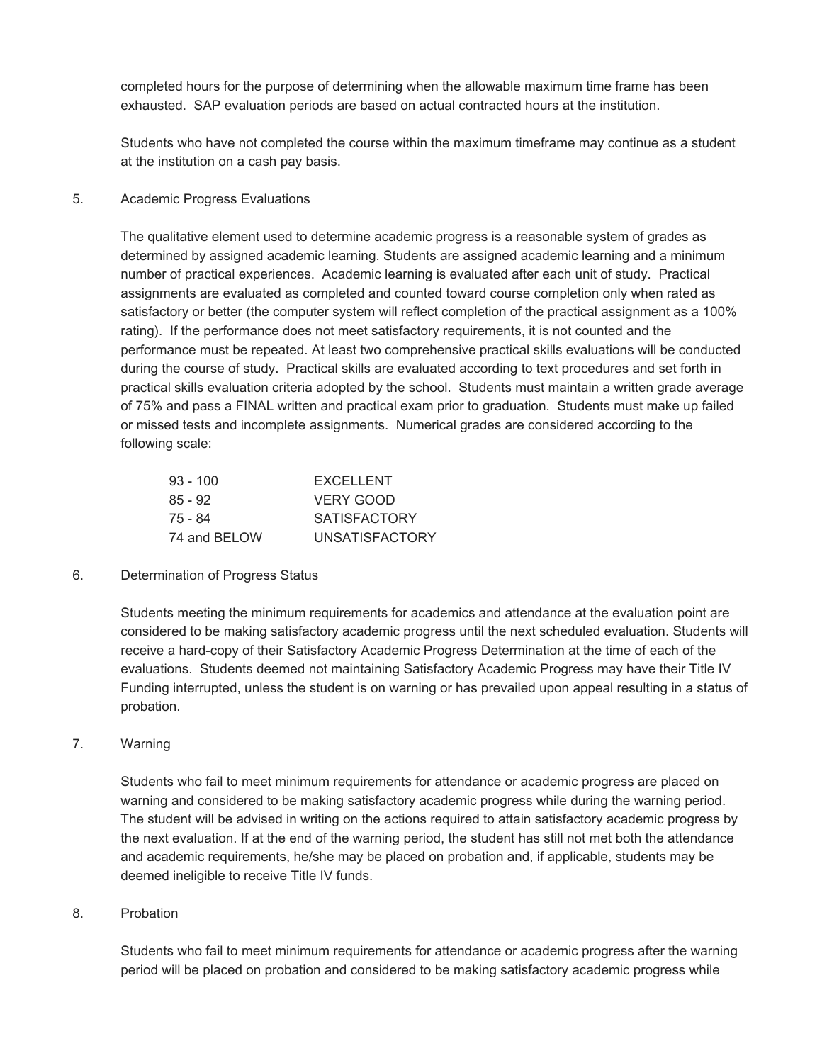completed hours for the purpose of determining when the allowable maximum time frame has been exhausted. SAP evaluation periods are based on actual contracted hours at the institution.

Students who have not completed the course within the maximum timeframe may continue as a student at the institution on a cash pay basis.

5. Academic Progress Evaluations

The qualitative element used to determine academic progress is a reasonable system of grades as determined by assigned academic learning. Students are assigned academic learning and a minimum number of practical experiences. Academic learning is evaluated after each unit of study. Practical assignments are evaluated as completed and counted toward course completion only when rated as satisfactory or better (the computer system will reflect completion of the practical assignment as a 100% rating). If the performance does not meet satisfactory requirements, it is not counted and the performance must be repeated. At least two comprehensive practical skills evaluations will be conducted during the course of study. Practical skills are evaluated according to text procedures and set forth in practical skills evaluation criteria adopted by the school. Students must maintain a written grade average of 75% and pass a FINAL written and practical exam prior to graduation. Students must make up failed or missed tests and incomplete assignments. Numerical grades are considered according to the following scale:

| | |
|---|---|
| 93 - 100 | EXCELLENT |
| 85 - 92 | VERY GOOD |
| 75 - 84 | SATISFACTORY |
| 74 and BELOW | UNSATISFACTORY |

6. Determination of Progress Status

Students meeting the minimum requirements for academics and attendance at the evaluation point are considered to be making satisfactory academic progress until the next scheduled evaluation. Students will receive a hard-copy of their Satisfactory Academic Progress Determination at the time of each of the evaluations. Students deemed not maintaining Satisfactory Academic Progress may have their Title IV Funding interrupted, unless the student is on warning or has prevailed upon appeal resulting in a status of probation.

7. Warning

Students who fail to meet minimum requirements for attendance or academic progress are placed on warning and considered to be making satisfactory academic progress while during the warning period. The student will be advised in writing on the actions required to attain satisfactory academic progress by the next evaluation. If at the end of the warning period, the student has still not met both the attendance and academic requirements, he/she may be placed on probation and, if applicable, students may be deemed ineligible to receive Title IV funds.

8. Probation

Students who fail to meet minimum requirements for attendance or academic progress after the warning period will be placed on probation and considered to be making satisfactory academic progress while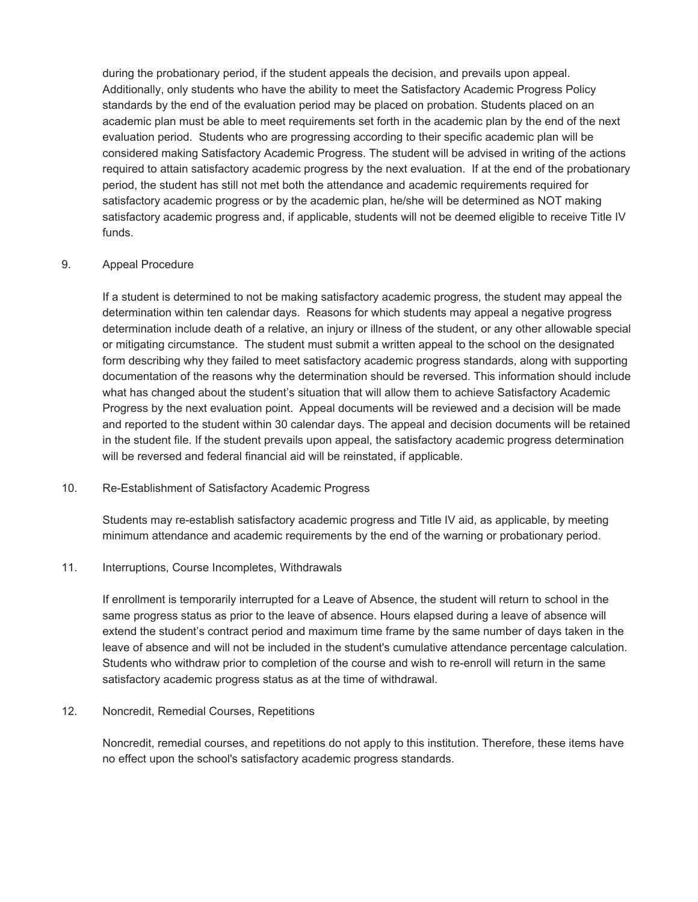during the probationary period, if the student appeals the decision, and prevails upon appeal. Additionally, only students who have the ability to meet the Satisfactory Academic Progress Policy standards by the end of the evaluation period may be placed on probation. Students placed on an academic plan must be able to meet requirements set forth in the academic plan by the end of the next evaluation period. Students who are progressing according to their specific academic plan will be considered making Satisfactory Academic Progress. The student will be advised in writing of the actions required to attain satisfactory academic progress by the next evaluation. If at the end of the probationary period, the student has still not met both the attendance and academic requirements required for satisfactory academic progress or by the academic plan, he/she will be determined as NOT making satisfactory academic progress and, if applicable, students will not be deemed eligible to receive Title IV funds.

9. Appeal Procedure

If a student is determined to not be making satisfactory academic progress, the student may appeal the determination within ten calendar days. Reasons for which students may appeal a negative progress determination include death of a relative, an injury or illness of the student, or any other allowable special or mitigating circumstance. The student must submit a written appeal to the school on the designated form describing why they failed to meet satisfactory academic progress standards, along with supporting documentation of the reasons why the determination should be reversed. This information should include what has changed about the student's situation that will allow them to achieve Satisfactory Academic Progress by the next evaluation point. Appeal documents will be reviewed and a decision will be made and reported to the student within 30 calendar days. The appeal and decision documents will be retained in the student file. If the student prevails upon appeal, the satisfactory academic progress determination will be reversed and federal financial aid will be reinstated, if applicable.

10. Re-Establishment of Satisfactory Academic Progress

Students may re-establish satisfactory academic progress and Title IV aid, as applicable, by meeting minimum attendance and academic requirements by the end of the warning or probationary period.

11. Interruptions, Course Incompletes, Withdrawals

If enrollment is temporarily interrupted for a Leave of Absence, the student will return to school in the same progress status as prior to the leave of absence. Hours elapsed during a leave of absence will extend the student's contract period and maximum time frame by the same number of days taken in the leave of absence and will not be included in the student's cumulative attendance percentage calculation. Students who withdraw prior to completion of the course and wish to re-enroll will return in the same satisfactory academic progress status as at the time of withdrawal.

12. Noncredit, Remedial Courses, Repetitions

Noncredit, remedial courses, and repetitions do not apply to this institution. Therefore, these items have no effect upon the school's satisfactory academic progress standards.